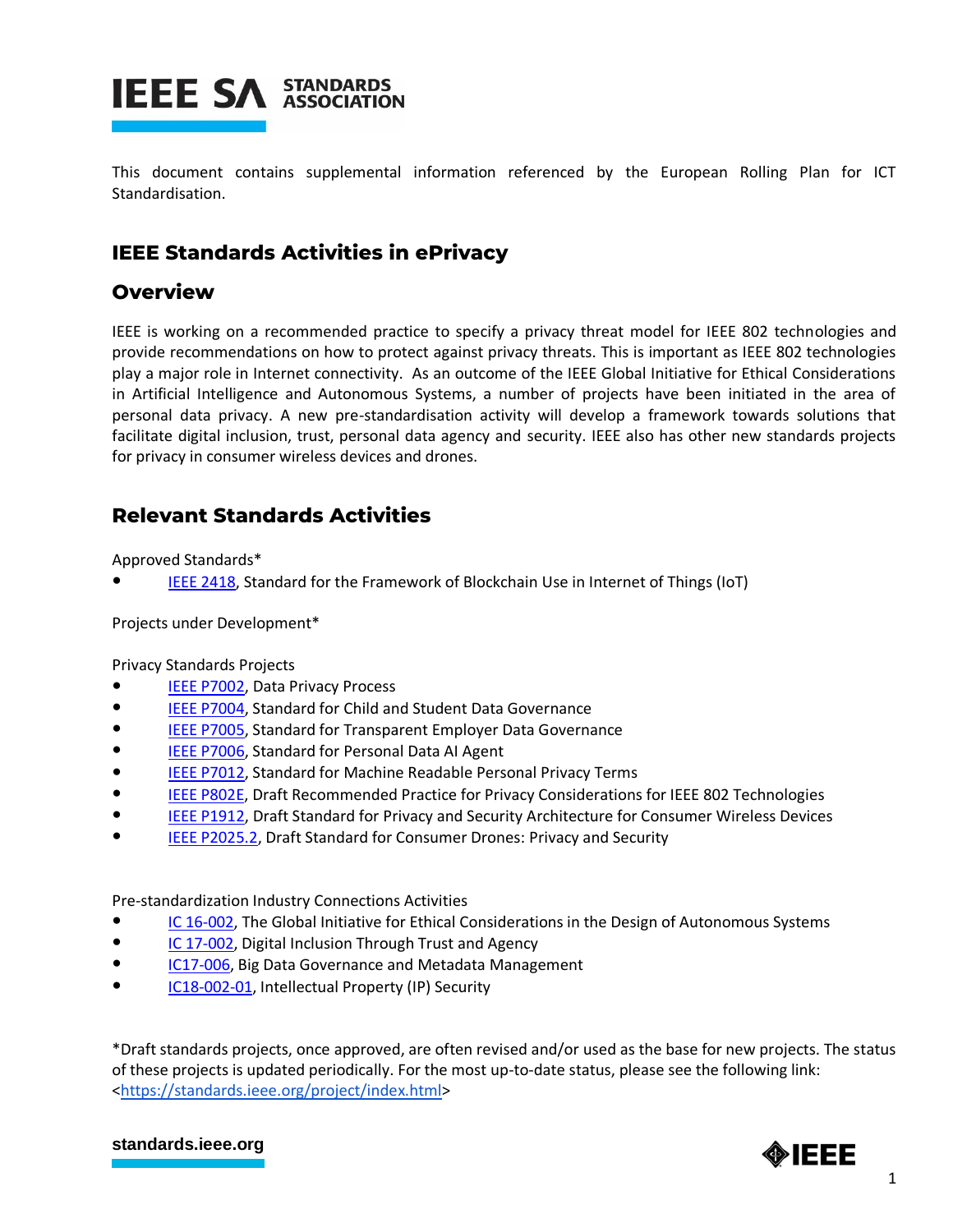This document contains supplemental information referenced by the European Rolling Plan for ICT Standardisation.

## IEEE Standards Activities in ePrivacy

## Overview

IEEE is working on a recommended practice to specify a privacy threat model for IEEE 802 technologies and provide recommendations on how to protect against privacy threats. This is important as IEEE 802 technologies play a major role in Internet connectivity. As an outcome of the IEEE Global Initiative for Ethical Considerations in Artificial Intelligence and Autonomous Systems, a number of projects have been initiated in the area of personal data privacy. A new pre-standardisation activity will develop a framework towards solutions that facilitate digital inclusion, trust, personal data agency and security. IEEE also has other new standards projects for privacy in consumer wireless devices and drones.

## Relevant Standards Activities

Approved Standards*

- IEEE 2418, Standard for the Framework of Blockchain Use in Internet of Things (IoT)

Projects under Development*

Privacy Standards Projects

- IEEE P7002, Data Privacy Process
- IEEE P7004, Standard for Child and Student Data Governance
- IEEE P7005, Standard for Transparent Employer Data Governance
- IEEE P7006, Standard for Personal Data AI Agent
- IEEE P7012, Standard for Machine Readable Personal Privacy Terms
- IEEE P802E, Draft Recommended Practice for Privacy Considerations for IEEE 802 Technologies
- IEEE P1912, Draft Standard for Privacy and Security Architecture for Consumer Wireless Devices
- IEEE P2025.2, Draft Standard for Consumer Drones: Privacy and Security

Pre-standardization Industry Connections Activities

- IC 16-002, The Global Initiative for Ethical Considerations in the Design of Autonomous Systems
- IC 17-002, Digital Inclusion Through Trust and Agency
- IC17-006, Big Data Governance and Metadata Management
- IC18-002-01, Intellectual Property (IP) Security

*Draft standards projects, once approved, are often revised and/or used as the base for new projects. The status of these projects is updated periodically. For the most up-to-date status, please see the following link: <https://standards.ieee.org/project/index.html>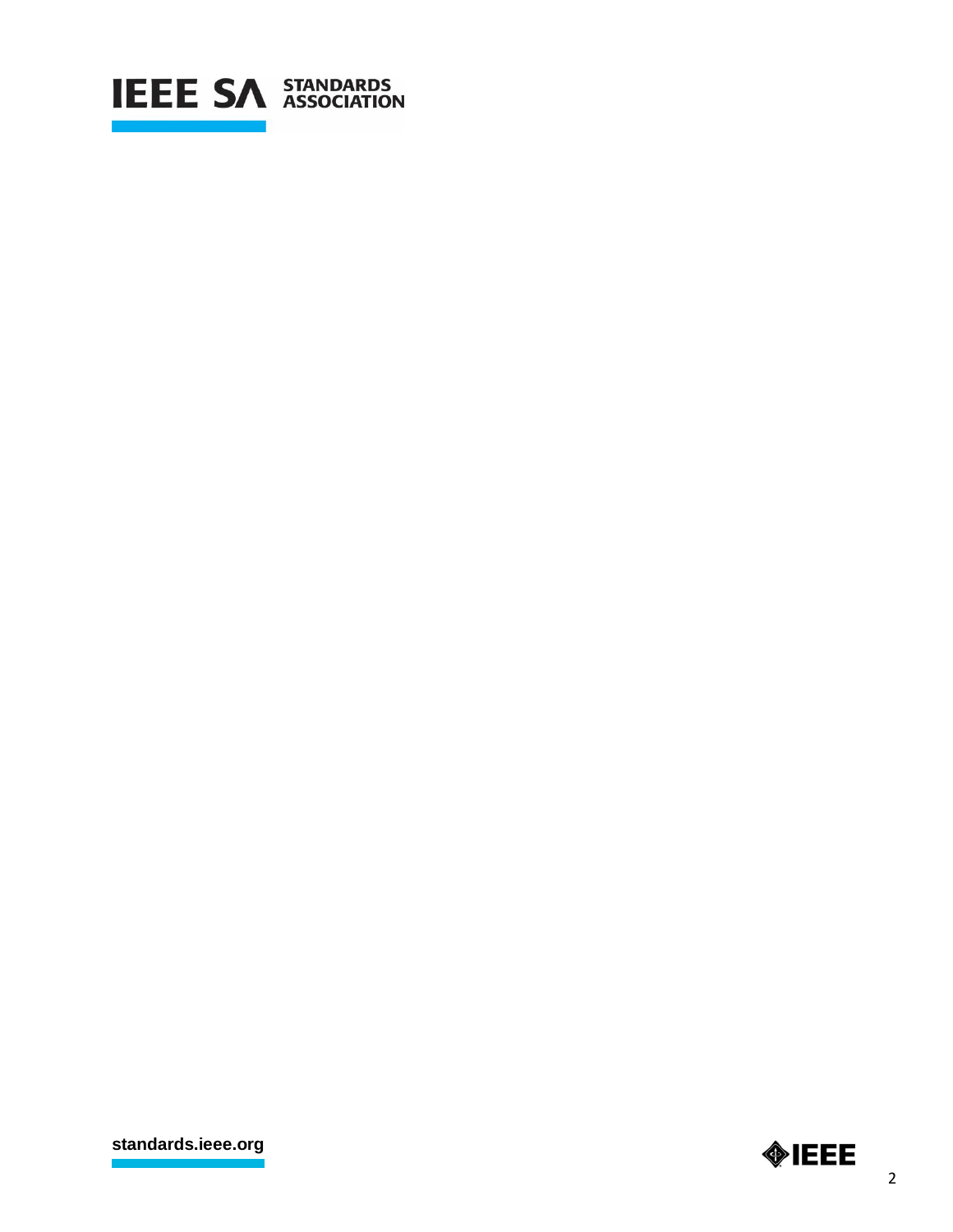IEEE SA STANDARDS ASSOCIATION

standards.ieee.org